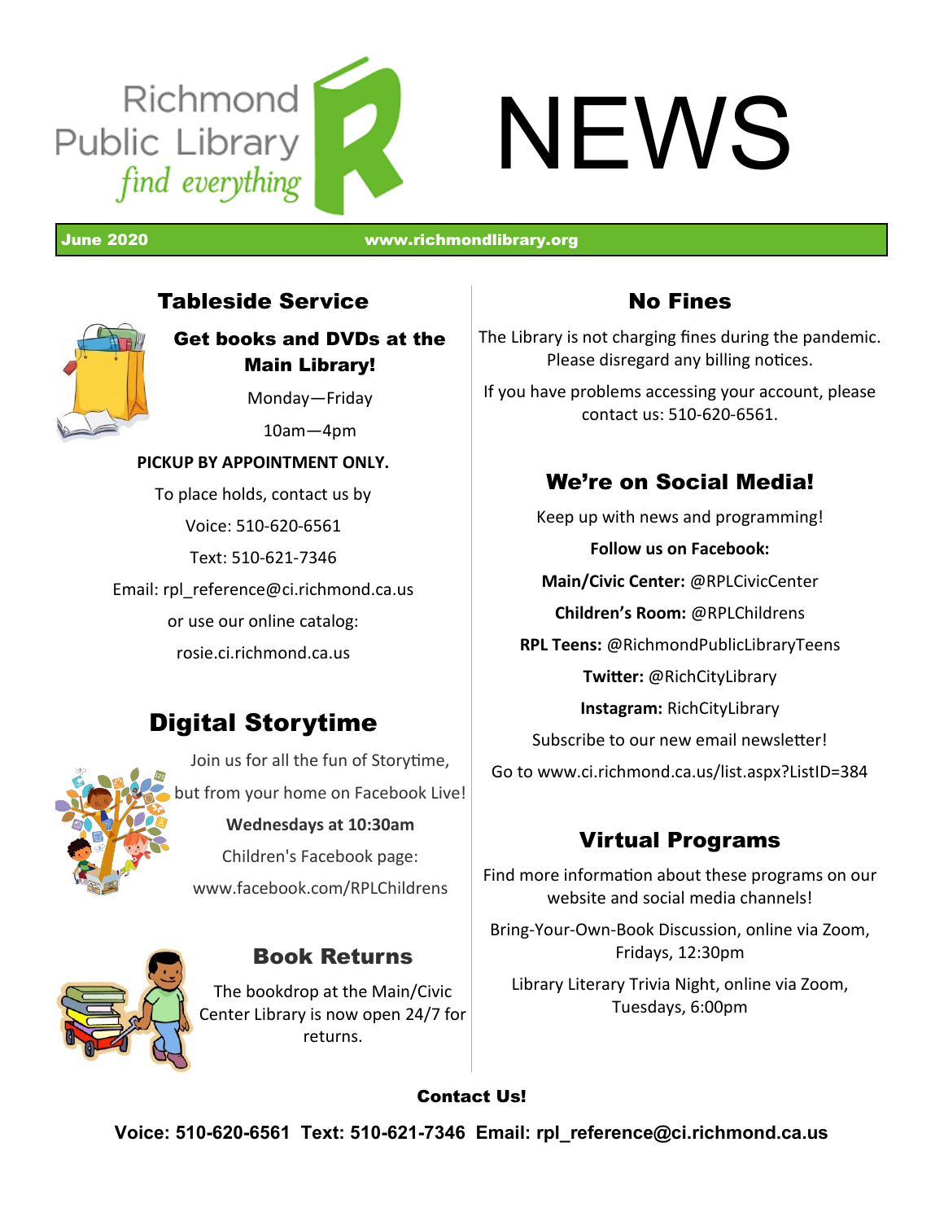Richmond Public Library
*find everything*

# NEWS

**June 2020** **www.richmondlibrary.org**

## Tableside Service

**Get books and DVDs at the Main Library!**

Monday—Friday

10am—4pm

**PICKUP BY APPOINTMENT ONLY.**

To place holds, contact us by

Voice: 510-620-6561

Text: 510-621-7346

Email: rpl_reference@ci.richmond.ca.us

or use our online catalog:

rosie.ci.richmond.ca.us

## Digital Storytime

Join us for all the fun of Storytime,

but from your home on Facebook Live!

**Wednesdays at 10:30am**

Children's Facebook page:

www.facebook.com/RPLChildrens

## Book Returns

The bookdrop at the Main/Civic Center Library is now open 24/7 for returns.

## No Fines

The Library is not charging fines during the pandemic. Please disregard any billing notices.

If you have problems accessing your account, please contact us: 510-620-6561.

## We're on Social Media!

Keep up with news and programming!

**Follow us on Facebook:**

**Main/Civic Center:** @RPLCivicCenter

**Children's Room:** @RPLChildrens

**RPL Teens:** @RichmondPublicLibraryTeens

**Twitter:** @RichCityLibrary

**Instagram:** RichCityLibrary

Subscribe to our new email newsletter!

Go to www.ci.richmond.ca.us/list.aspx?ListID=384

## Virtual Programs

Find more information about these programs on our website and social media channels!

Bring-Your-Own-Book Discussion, online via Zoom, Fridays, 12:30pm

Library Literary Trivia Night, online via Zoom, Tuesdays, 6:00pm

**Contact Us!**

**Voice: 510-620-6561 Text: 510-621-7346 Email: rpl_reference@ci.richmond.ca.us**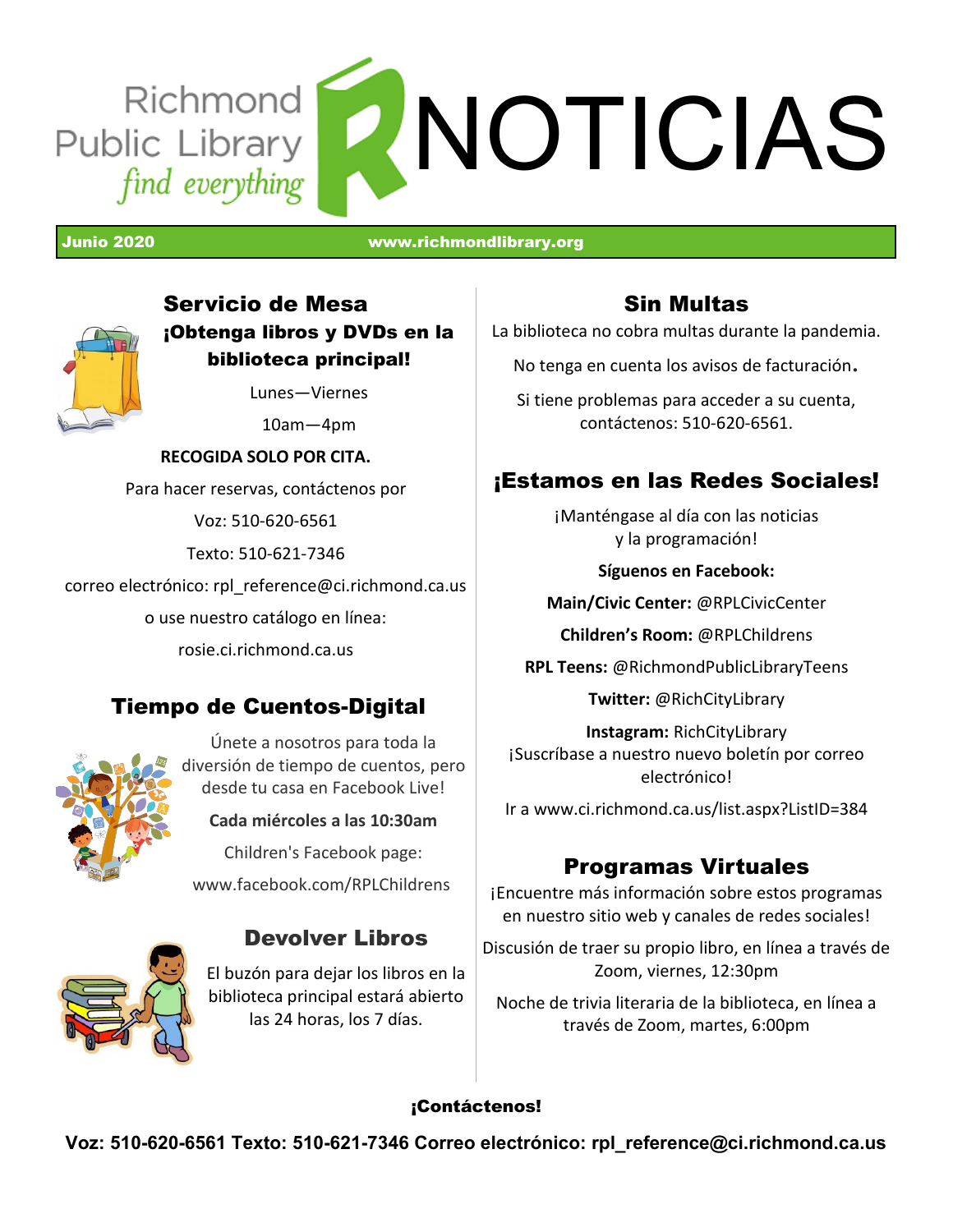Richmond Public Library
*find everything*

# NOTICIAS

**Junio 2020** **www.richmondlibrary.org**

## Servicio de Mesa

**¡Obtenga libros y DVDs en la biblioteca principal!**

Lunes—Viernes

10am—4pm

**RECOGIDA SOLO POR CITA.**

Para hacer reservas, contáctenos por

Voz: 510-620-6561

Texto: 510-621-7346

correo electrónico: rpl_reference@ci.richmond.ca.us

o use nuestro catálogo en línea:

rosie.ci.richmond.ca.us

## Tiempo de Cuentos-Digital

Únete a nosotros para toda la diversión de tiempo de cuentos, pero desde tu casa en Facebook Live!

**Cada miércoles a las 10:30am**

Children's Facebook page:

www.facebook.com/RPLChildrens

## Devolver Libros

El buzón para dejar los libros en la biblioteca principal estará abierto las 24 horas, los 7 días.

## Sin Multas

La biblioteca no cobra multas durante la pandemia.

No tenga en cuenta los avisos de facturación.

Si tiene problemas para acceder a su cuenta, contáctenos: 510-620-6561.

## ¡Estamos en las Redes Sociales!

¡Manténgase al día con las noticias y la programación!

**Síguenos en Facebook:**

**Main/Civic Center:** @RPLCivicCenter

**Children's Room:** @RPLChildrens

**RPL Teens:** @RichmondPublicLibraryTeens

**Twitter:** @RichCityLibrary

**Instagram:** RichCityLibrary

¡Suscríbase a nuestro nuevo boletín por correo electrónico!

Ir a www.ci.richmond.ca.us/list.aspx?ListID=384

## Programas Virtuales

¡Encuentre más información sobre estos programas en nuestro sitio web y canales de redes sociales!

Discusión de traer su propio libro, en línea a través de Zoom, viernes, 12:30pm

Noche de trivia literaria de la biblioteca, en línea a través de Zoom, martes, 6:00pm

**¡Contáctenos!**

**Voz: 510-620-6561 Texto: 510-621-7346 Correo electrónico: rpl_reference@ci.richmond.ca.us**